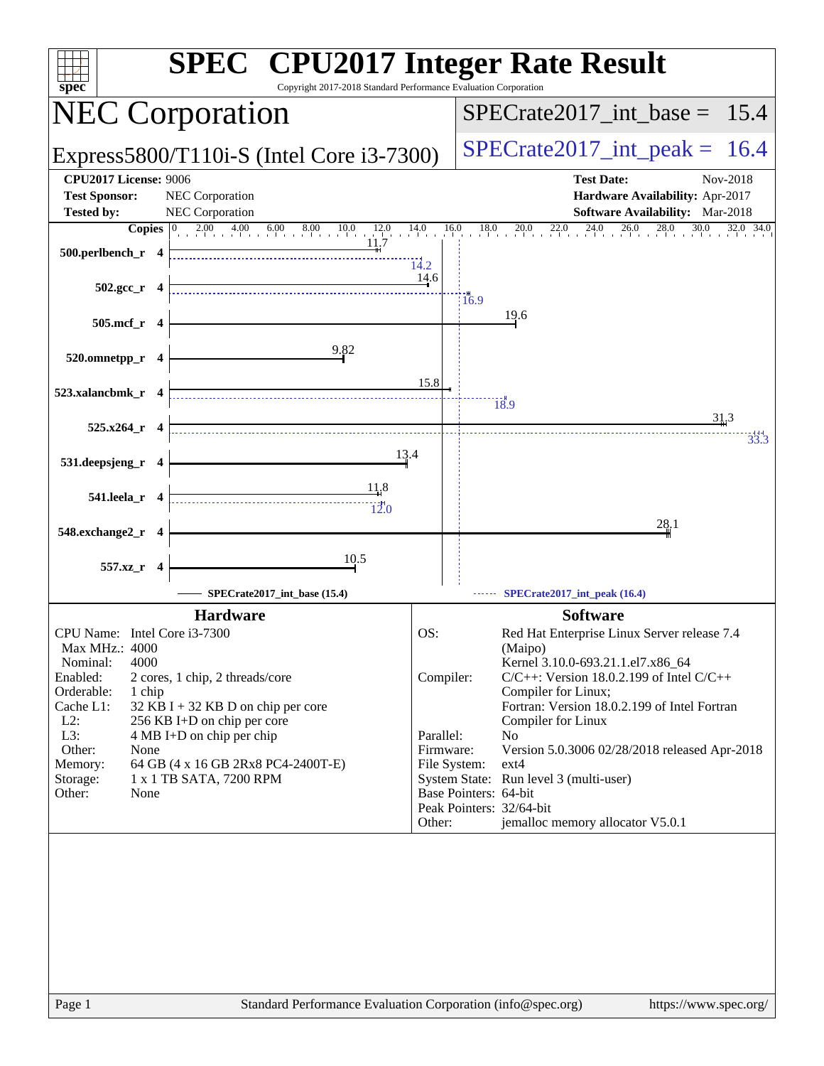# SPEC CPU2017 Integer Rate Result

Copyright 2017-2018 Standard Performance Evaluation Corporation

## NEC Corporation

## Express5800/T110i-S (Intel Core i3-7300)

SPECrate2017_int_base = 15.4

SPECrate2017_int_peak = 16.4

**CPU2017 License:** 9006
**Test Sponsor:** NEC Corporation
**Tested by:** NEC Corporation

**Test Date:** Nov-2018
**Hardware Availability:** Apr-2017
**Software Availability:** Mar-2018

| Benchmark | Copies | Base | Peak |
|---|---|---|---|
| 500.perlbench_r | 4 | 11.7 | 14.2 |
| 502.gcc_r | 4 | 14.6 | 16.9 |
| 505.mcf_r | 4 | 19.6 | |
| 520.omnetpp_r | 4 | 9.82 | |
| 523.xalancbmk_r | 4 | 15.8 | 18.9 |
| 525.x264_r | 4 | 31.3 | 33.3 |
| 531.deepsjeng_r | 4 | 13.4 | |
| 541.leela_r | 4 | 11.8 | 12.0 |
| 548.exchange2_r | 4 | 28.1 | |
| 557.xz_r | 4 | 10.5 | |

SPECrate2017_int_base (15.4) — SPECrate2017_int_peak (16.4)

### Hardware

| | |
|---|---|
| CPU Name: | Intel Core i3-7300 |
| Max MHz.: | 4000 |
| Nominal: | 4000 |
| Enabled: | 2 cores, 1 chip, 2 threads/core |
| Orderable: | 1 chip |
| Cache L1: | 32 KB I + 32 KB D on chip per core |
| L2: | 256 KB I+D on chip per core |
| L3: | 4 MB I+D on chip per chip |
| Other: | None |
| Memory: | 64 GB (4 x 16 GB 2Rx8 PC4-2400T-E) |
| Storage: | 1 x 1 TB SATA, 7200 RPM |
| Other: | None |

### Software

| | |
|---|---|
| OS: | Red Hat Enterprise Linux Server release 7.4 (Maipo) Kernel 3.10.0-693.21.1.el7.x86_64 |
| Compiler: | C/C++: Version 18.0.2.199 of Intel C/C++ Compiler for Linux; Fortran: Version 18.0.2.199 of Intel Fortran Compiler for Linux |
| Parallel: | No |
| Firmware: | Version 5.0.3006 02/28/2018 released Apr-2018 |
| File System: | ext4 |
| System State: | Run level 3 (multi-user) |
| Base Pointers: | 64-bit |
| Peak Pointers: | 32/64-bit |
| Other: | jemalloc memory allocator V5.0.1 |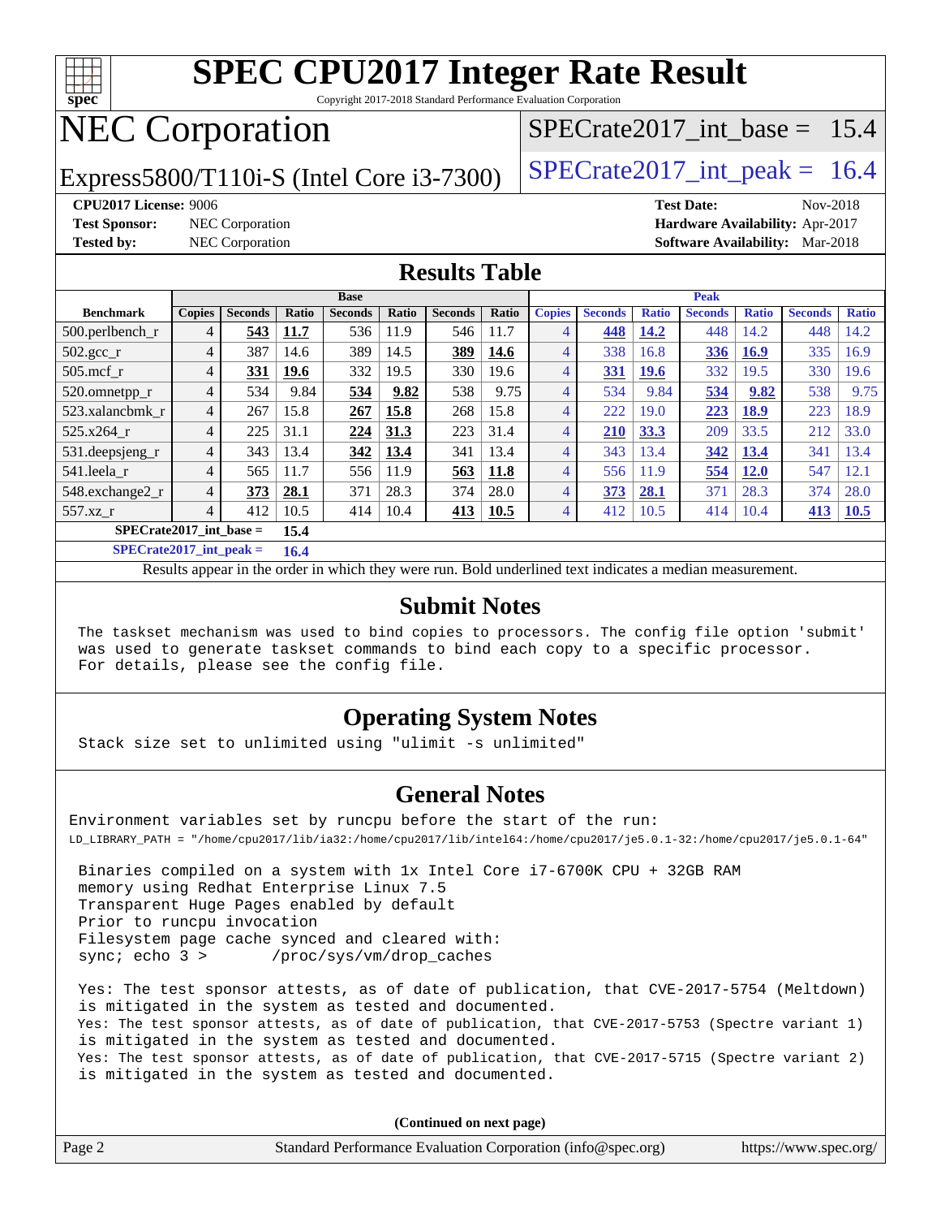# SPEC CPU2017 Integer Rate Result

Copyright 2017-2018 Standard Performance Evaluation Corporation

## NEC Corporation

Express5800/T110i-S (Intel Core i3-7300)

SPECrate2017_int_base = 15.4

SPECrate2017_int_peak = 16.4

**CPU2017 License:** 9006
**Test Sponsor:** NEC Corporation
**Tested by:** NEC Corporation

**Test Date:** Nov-2018
**Hardware Availability:** Apr-2017
**Software Availability:** Mar-2018

## Results Table

| | Base | | | | | | | Peak | | | | | | |
|---|---|---|---|---|---|---|---|---|---|---|---|---|---|---|
| **Benchmark** | **Copies** | **Seconds** | **Ratio** | **Seconds** | **Ratio** | **Seconds** | **Ratio** | **Copies** | **Seconds** | **Ratio** | **Seconds** | **Ratio** | **Seconds** | **Ratio** |
| 500.perlbench_r | 4 | **543** | **11.7** | 536 | 11.9 | 546 | 11.7 | 4 | **448** | **14.2** | 448 | 14.2 | 448 | 14.2 |
| 502.gcc_r | 4 | 387 | 14.6 | 389 | 14.5 | **389** | **14.6** | 4 | 338 | 16.8 | **336** | **16.9** | 335 | 16.9 |
| 505.mcf_r | 4 | **331** | **19.6** | 332 | 19.5 | 330 | 19.6 | 4 | **331** | **19.6** | 332 | 19.5 | 330 | 19.6 |
| 520.omnetpp_r | 4 | 534 | 9.84 | **534** | **9.82** | 538 | 9.75 | 4 | 534 | 9.84 | **534** | **9.82** | 538 | 9.75 |
| 523.xalancbmk_r | 4 | 267 | 15.8 | **267** | **15.8** | 268 | 15.8 | 4 | 222 | 19.0 | **223** | **18.9** | 223 | 18.9 |
| 525.x264_r | 4 | 225 | 31.1 | **224** | **31.3** | 223 | 31.4 | 4 | **210** | **33.3** | 209 | 33.5 | 212 | 33.0 |
| 531.deepsjeng_r | 4 | 343 | 13.4 | **342** | **13.4** | 341 | 13.4 | 4 | 343 | 13.4 | **342** | **13.4** | 341 | 13.4 |
| 541.leela_r | 4 | 565 | 11.7 | 556 | 11.9 | **563** | **11.8** | 4 | 556 | 11.9 | **554** | **12.0** | 547 | 12.1 |
| 548.exchange2_r | 4 | **373** | **28.1** | 371 | 28.3 | 374 | 28.0 | 4 | **373** | **28.1** | 371 | 28.3 | 374 | 28.0 |
| 557.xz_r | 4 | 412 | 10.5 | 414 | 10.4 | **413** | **10.5** | 4 | 412 | 10.5 | 414 | 10.4 | **413** | **10.5** |

**SPECrate2017_int_base = 15.4**

**SPECrate2017_int_peak = 16.4**

Results appear in the order in which they were run. Bold underlined text indicates a median measurement.

## Submit Notes

```
The taskset mechanism was used to bind copies to processors. The config file option 'submit'
was used to generate taskset commands to bind each copy to a specific processor.
For details, please see the config file.
```

## Operating System Notes

```
Stack size set to unlimited using "ulimit -s unlimited"
```

## General Notes

```
Environment variables set by runcpu before the start of the run:
LD_LIBRARY_PATH = "/home/cpu2017/lib/ia32:/home/cpu2017/lib/intel64:/home/cpu2017/je5.0.1-32:/home/cpu2017/je5.0.1-64"

 Binaries compiled on a system with 1x Intel Core i7-6700K CPU + 32GB RAM
 memory using Redhat Enterprise Linux 7.5
 Transparent Huge Pages enabled by default
 Prior to runcpu invocation
 Filesystem page cache synced and cleared with:
 sync; echo 3 >       /proc/sys/vm/drop_caches

 Yes: The test sponsor attests, as of date of publication, that CVE-2017-5754 (Meltdown)
 is mitigated in the system as tested and documented.
 Yes: The test sponsor attests, as of date of publication, that CVE-2017-5753 (Spectre variant 1)
 is mitigated in the system as tested and documented.
 Yes: The test sponsor attests, as of date of publication, that CVE-2017-5715 (Spectre variant 2)
 is mitigated in the system as tested and documented.
```

**(Continued on next page)**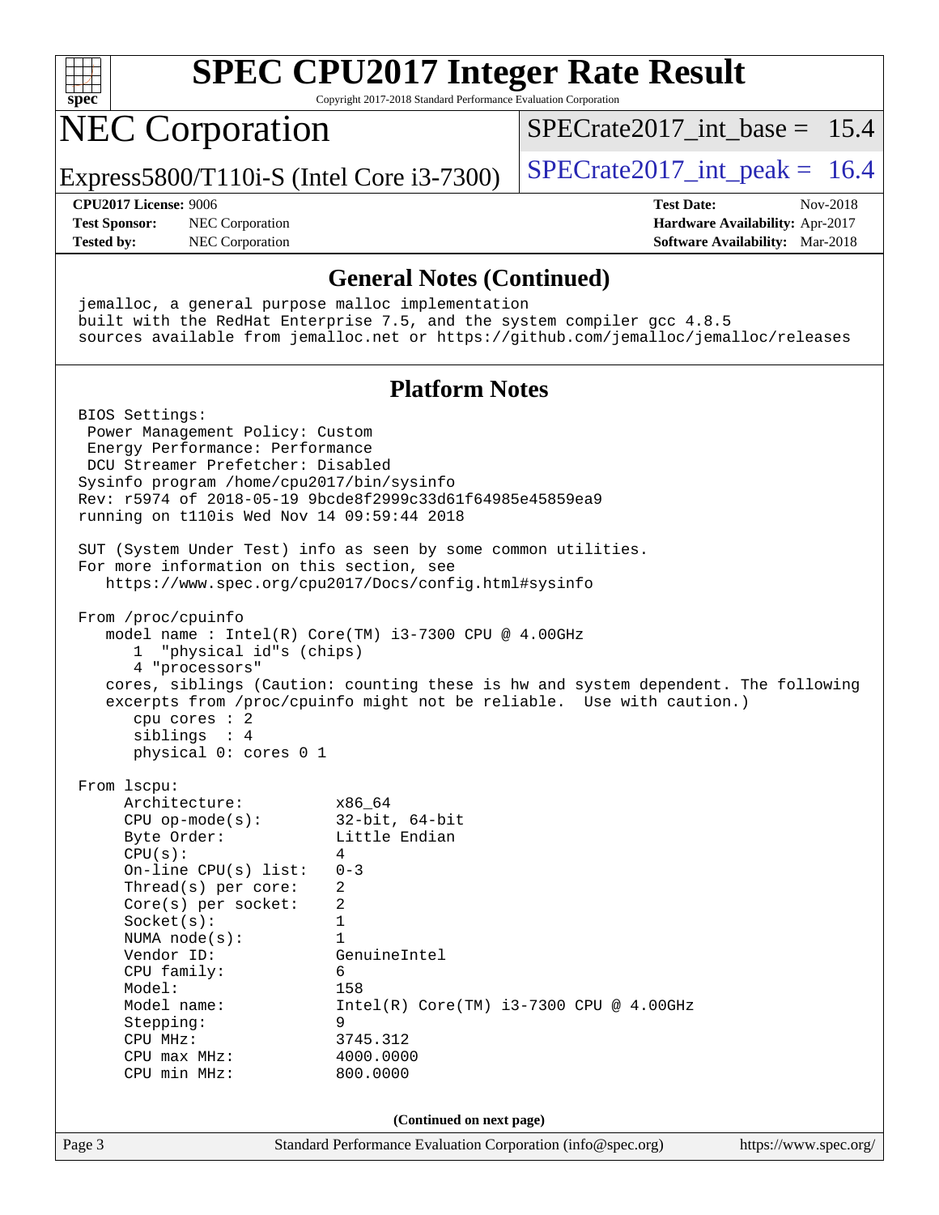# SPEC CPU2017 Integer Rate Result

Copyright 2017-2018 Standard Performance Evaluation Corporation

## NEC Corporation

Express5800/T110i-S (Intel Core i3-7300)

SPECrate2017_int_base = 15.4

SPECrate2017_int_peak = 16.4

**CPU2017 License:** 9006
**Test Sponsor:** NEC Corporation
**Tested by:** NEC Corporation

**Test Date:** Nov-2018
**Hardware Availability:** Apr-2017
**Software Availability:** Mar-2018

### General Notes (Continued)

```
jemalloc, a general purpose malloc implementation
built with the RedHat Enterprise 7.5, and the system compiler gcc 4.8.5
sources available from jemalloc.net or https://github.com/jemalloc/jemalloc/releases
```

### Platform Notes

```
BIOS Settings:
 Power Management Policy: Custom
 Energy Performance: Performance
 DCU Streamer Prefetcher: Disabled
Sysinfo program /home/cpu2017/bin/sysinfo
Rev: r5974 of 2018-05-19 9bcde8f2999c33d61f64985e45859ea9
running on t110is Wed Nov 14 09:59:44 2018

SUT (System Under Test) info as seen by some common utilities.
For more information on this section, see
   https://www.spec.org/cpu2017/Docs/config.html#sysinfo

From /proc/cpuinfo
   model name : Intel(R) Core(TM) i3-7300 CPU @ 4.00GHz
      1  "physical id"s (chips)
      4 "processors"
   cores, siblings (Caution: counting these is hw and system dependent. The following
   excerpts from /proc/cpuinfo might not be reliable.  Use with caution.)
      cpu cores : 2
      siblings  : 4
      physical 0: cores 0 1

From lscpu:
     Architecture:          x86_64
     CPU op-mode(s):        32-bit, 64-bit
     Byte Order:            Little Endian
     CPU(s):                4
     On-line CPU(s) list:   0-3
     Thread(s) per core:    2
     Core(s) per socket:    2
     Socket(s):             1
     NUMA node(s):          1
     Vendor ID:             GenuineIntel
     CPU family:            6
     Model:                 158
     Model name:            Intel(R) Core(TM) i3-7300 CPU @ 4.00GHz
     Stepping:              9
     CPU MHz:               3745.312
     CPU max MHz:           4000.0000
     CPU min MHz:           800.0000
```

**(Continued on next page)**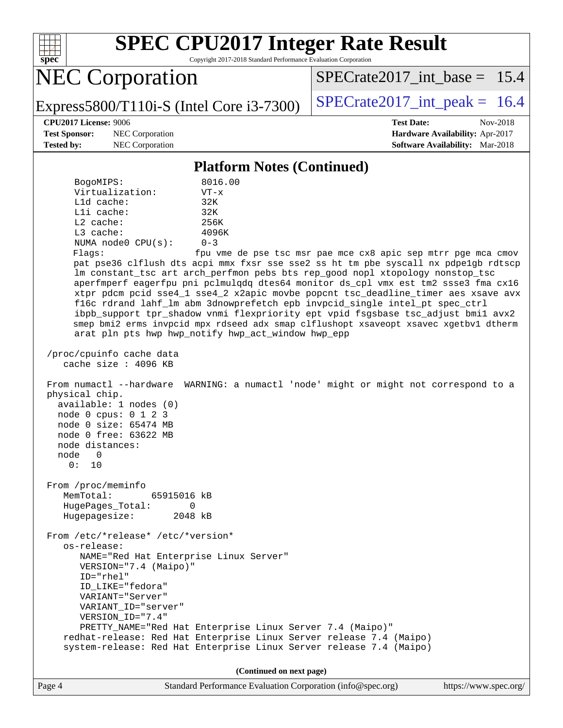## Platform Notes (Continued)

```
     BogoMIPS:              8016.00
     Virtualization:        VT-x
     L1d cache:             32K
     L1i cache:             32K
     L2 cache:              256K
     L3 cache:              4096K
     NUMA node0 CPU(s):     0-3
     Flags:                 fpu vme de pse tsc msr pae mce cx8 apic sep mtrr pge mca cmov
     pat pse36 clflush dts acpi mmx fxsr sse sse2 ss ht tm pbe syscall nx pdpe1gb rdtscp
     lm constant_tsc art arch_perfmon pebs bts rep_good nopl xtopology nonstop_tsc
     aperfmperf eagerfpu pni pclmulqdq dtes64 monitor ds_cpl vmx est tm2 ssse3 fma cx16
     xtpr pdcm pcid sse4_1 sse4_2 x2apic movbe popcnt tsc_deadline_timer aes xsave avx
     f16c rdrand lahf_lm abm 3dnowprefetch epb invpcid_single intel_pt spec_ctrl
     ibpb_support tpr_shadow vnmi flexpriority ept vpid fsgsbase tsc_adjust bmi1 avx2
     smep bmi2 erms invpcid mpx rdseed adx smap clflushopt xsaveopt xsavec xgetbv1 dtherm
     arat pln pts hwp hwp_notify hwp_act_window hwp_epp

 /proc/cpuinfo cache data
    cache size : 4096 KB

 From numactl --hardware  WARNING: a numactl 'node' might or might not correspond to a
 physical chip.
   available: 1 nodes (0)
   node 0 cpus: 0 1 2 3
   node 0 size: 65474 MB
   node 0 free: 63622 MB
   node distances:
   node   0
     0:  10

 From /proc/meminfo
    MemTotal:       65915016 kB
    HugePages_Total:       0
    Hugepagesize:       2048 kB

 From /etc/*release* /etc/*version*
    os-release:
       NAME="Red Hat Enterprise Linux Server"
       VERSION="7.4 (Maipo)"
       ID="rhel"
       ID_LIKE="fedora"
       VARIANT="Server"
       VARIANT_ID="server"
       VERSION_ID="7.4"
       PRETTY_NAME="Red Hat Enterprise Linux Server 7.4 (Maipo)"
    redhat-release: Red Hat Enterprise Linux Server release 7.4 (Maipo)
    system-release: Red Hat Enterprise Linux Server release 7.4 (Maipo)
```

(Continued on next page)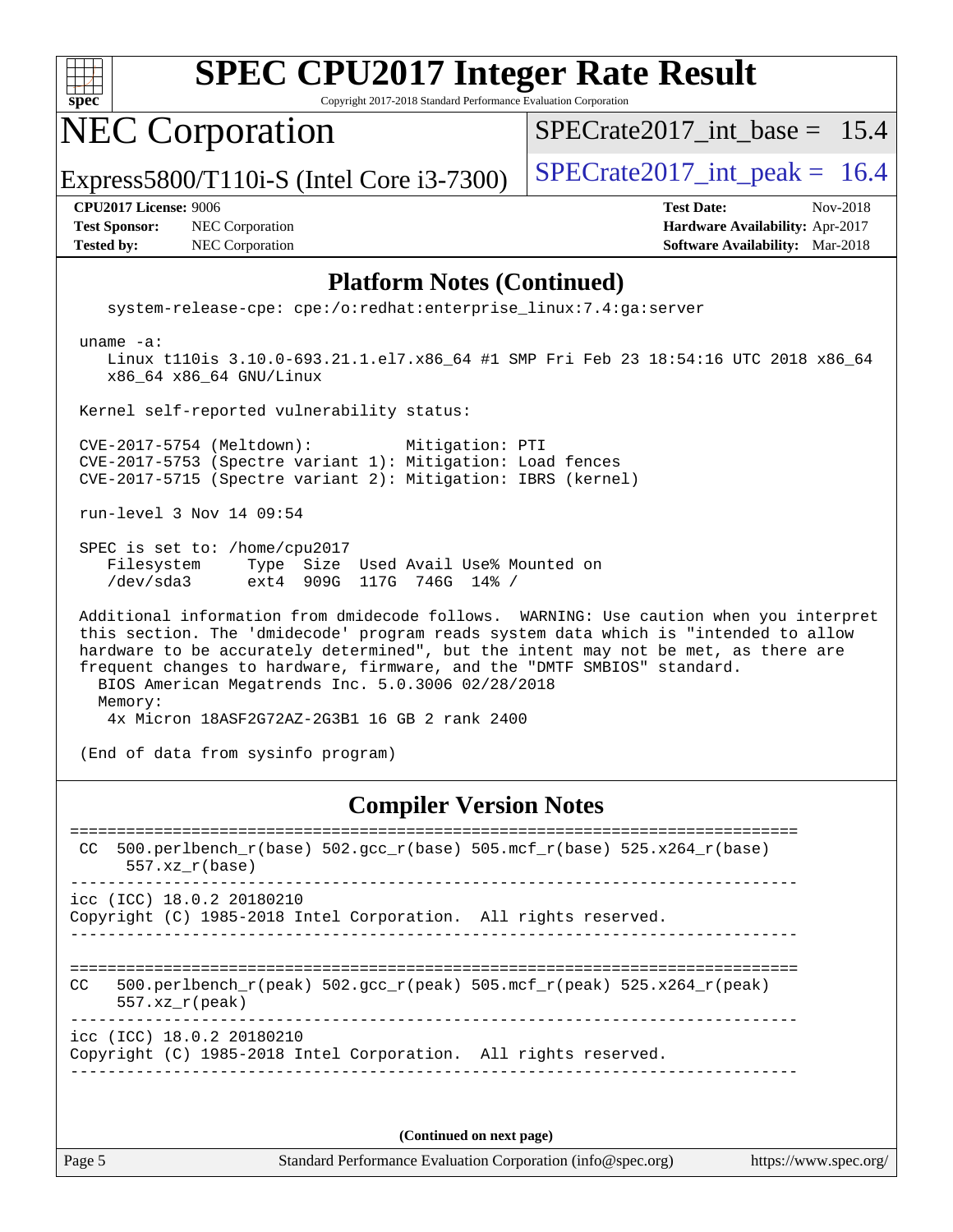# SPEC CPU2017 Integer Rate Result

Copyright 2017-2018 Standard Performance Evaluation Corporation

## NEC Corporation

Express5800/T110i-S (Intel Core i3-7300)

SPECrate2017_int_base = 15.4

SPECrate2017_int_peak = 16.4

**CPU2017 License:** 9006
**Test Sponsor:** NEC Corporation
**Tested by:** NEC Corporation

**Test Date:** Nov-2018
**Hardware Availability:** Apr-2017
**Software Availability:** Mar-2018

### Platform Notes (Continued)

```
    system-release-cpe: cpe:/o:redhat:enterprise_linux:7.4:ga:server

 uname -a:
    Linux t110is 3.10.0-693.21.1.el7.x86_64 #1 SMP Fri Feb 23 18:54:16 UTC 2018 x86_64
    x86_64 x86_64 GNU/Linux

 Kernel self-reported vulnerability status:

 CVE-2017-5754 (Meltdown):          Mitigation: PTI
 CVE-2017-5753 (Spectre variant 1): Mitigation: Load fences
 CVE-2017-5715 (Spectre variant 2): Mitigation: IBRS (kernel)

 run-level 3 Nov 14 09:54

 SPEC is set to: /home/cpu2017
    Filesystem     Type  Size  Used Avail Use% Mounted on
    /dev/sda3      ext4  909G  117G  746G  14% /

 Additional information from dmidecode follows.  WARNING: Use caution when you interpret
 this section. The 'dmidecode' program reads system data which is "intended to allow
 hardware to be accurately determined", but the intent may not be met, as there are
 frequent changes to hardware, firmware, and the "DMTF SMBIOS" standard.
   BIOS American Megatrends Inc. 5.0.3006 02/28/2018
   Memory:
    4x Micron 18ASF2G72AZ-2G3B1 16 GB 2 rank 2400

 (End of data from sysinfo program)
```

### Compiler Version Notes

```
==============================================================================
 CC  500.perlbench_r(base) 502.gcc_r(base) 505.mcf_r(base) 525.x264_r(base)
      557.xz_r(base)
------------------------------------------------------------------------------
icc (ICC) 18.0.2 20180210
Copyright (C) 1985-2018 Intel Corporation.  All rights reserved.
------------------------------------------------------------------------------

==============================================================================
CC   500.perlbench_r(peak) 502.gcc_r(peak) 505.mcf_r(peak) 525.x264_r(peak)
      557.xz_r(peak)
------------------------------------------------------------------------------
icc (ICC) 18.0.2 20180210
Copyright (C) 1985-2018 Intel Corporation.  All rights reserved.
------------------------------------------------------------------------------
```

**(Continued on next page)**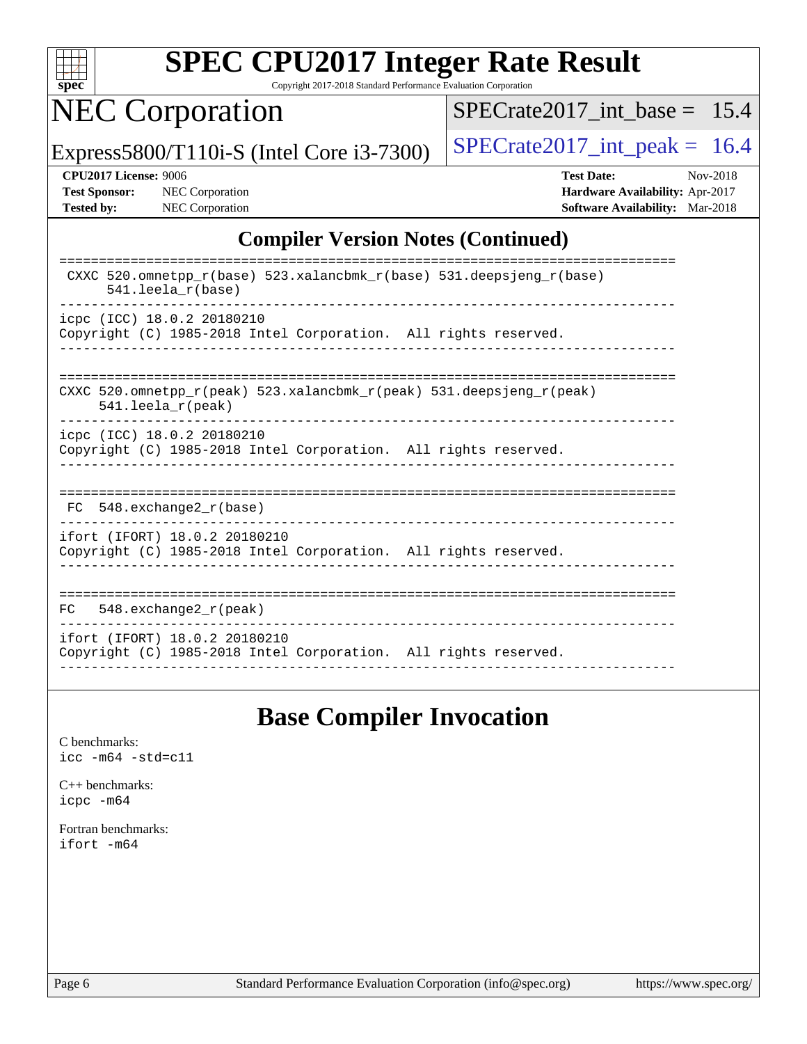## Compiler Version Notes (Continued)

```
==============================================================================
 CXXC 520.omnetpp_r(base) 523.xalancbmk_r(base) 531.deepsjeng_r(base)
      541.leela_r(base)
------------------------------------------------------------------------------
icpc (ICC) 18.0.2 20180210
Copyright (C) 1985-2018 Intel Corporation.  All rights reserved.
------------------------------------------------------------------------------

==============================================================================
CXXC 520.omnetpp_r(peak) 523.xalancbmk_r(peak) 531.deepsjeng_r(peak)
     541.leela_r(peak)
------------------------------------------------------------------------------
icpc (ICC) 18.0.2 20180210
Copyright (C) 1985-2018 Intel Corporation.  All rights reserved.
------------------------------------------------------------------------------

==============================================================================
 FC  548.exchange2_r(base)
------------------------------------------------------------------------------
ifort (IFORT) 18.0.2 20180210
Copyright (C) 1985-2018 Intel Corporation.  All rights reserved.
------------------------------------------------------------------------------

==============================================================================
FC   548.exchange2_r(peak)
------------------------------------------------------------------------------
ifort (IFORT) 18.0.2 20180210
Copyright (C) 1985-2018 Intel Corporation.  All rights reserved.
------------------------------------------------------------------------------
```

## Base Compiler Invocation

C benchmarks:
icc -m64 -std=c11

C++ benchmarks:
icpc -m64

Fortran benchmarks:
ifort -m64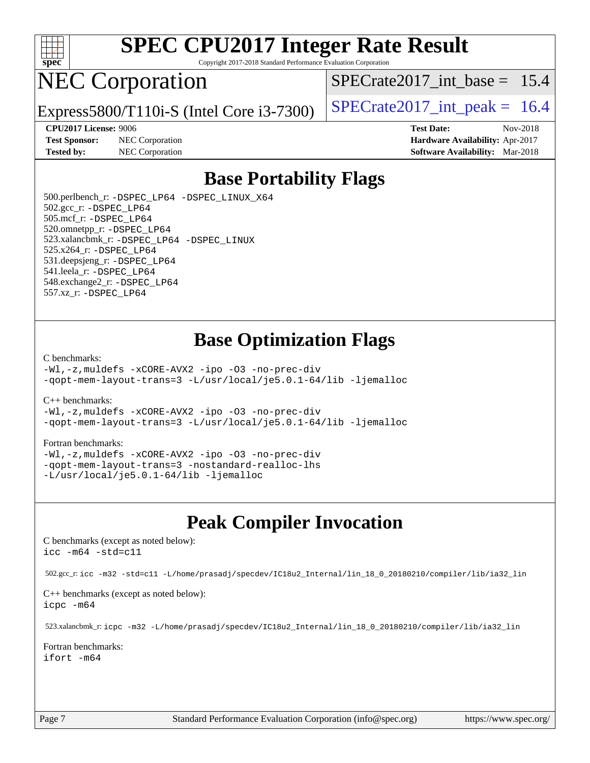# SPEC CPU2017 Integer Rate Result

Copyright 2017-2018 Standard Performance Evaluation Corporation

## NEC Corporation

Express5800/T110i-S (Intel Core i3-7300)

SPECrate2017_int_base = 15.4

SPECrate2017_int_peak = 16.4

**CPU2017 License:** 9006
**Test Sponsor:** NEC Corporation
**Tested by:** NEC Corporation

**Test Date:** Nov-2018
**Hardware Availability:** Apr-2017
**Software Availability:** Mar-2018

## Base Portability Flags

500.perlbench_r: -DSPEC_LP64 -DSPEC_LINUX_X64
502.gcc_r: -DSPEC_LP64
505.mcf_r: -DSPEC_LP64
520.omnetpp_r: -DSPEC_LP64
523.xalancbmk_r: -DSPEC_LP64 -DSPEC_LINUX
525.x264_r: -DSPEC_LP64
531.deepsjeng_r: -DSPEC_LP64
541.leela_r: -DSPEC_LP64
548.exchange2_r: -DSPEC_LP64
557.xz_r: -DSPEC_LP64

## Base Optimization Flags

C benchmarks:
-Wl,-z,muldefs -xCORE-AVX2 -ipo -O3 -no-prec-div
-qopt-mem-layout-trans=3 -L/usr/local/je5.0.1-64/lib -ljemalloc

C++ benchmarks:
-Wl,-z,muldefs -xCORE-AVX2 -ipo -O3 -no-prec-div
-qopt-mem-layout-trans=3 -L/usr/local/je5.0.1-64/lib -ljemalloc

Fortran benchmarks:
-Wl,-z,muldefs -xCORE-AVX2 -ipo -O3 -no-prec-div
-qopt-mem-layout-trans=3 -nostandard-realloc-lhs
-L/usr/local/je5.0.1-64/lib -ljemalloc

## Peak Compiler Invocation

C benchmarks (except as noted below):
icc -m64 -std=c11

502.gcc_r: icc -m32 -std=c11 -L/home/prasadj/specdev/IC18u2_Internal/lin_18_0_20180210/compiler/lib/ia32_lin

C++ benchmarks (except as noted below):
icpc -m64

523.xalancbmk_r: icpc -m32 -L/home/prasadj/specdev/IC18u2_Internal/lin_18_0_20180210/compiler/lib/ia32_lin

Fortran benchmarks:
ifort -m64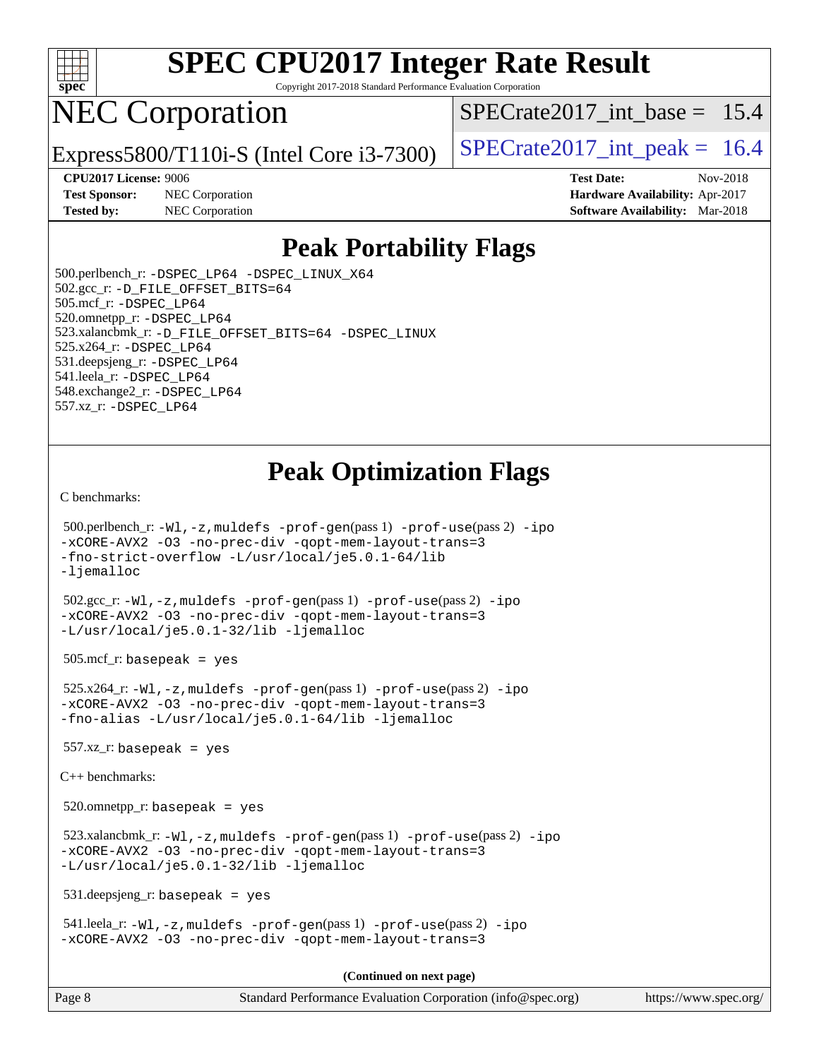# SPEC CPU2017 Integer Rate Result

Copyright 2017-2018 Standard Performance Evaluation Corporation

# NEC Corporation

Express5800/T110i-S (Intel Core i3-7300)

SPECrate2017_int_base = 15.4

SPECrate2017_int_peak = 16.4

**CPU2017 License:** 9006
**Test Sponsor:** NEC Corporation
**Tested by:** NEC Corporation

**Test Date:** Nov-2018
**Hardware Availability:** Apr-2017
**Software Availability:** Mar-2018

## Peak Portability Flags

500.perlbench_r: -DSPEC_LP64 -DSPEC_LINUX_X64
502.gcc_r: -D_FILE_OFFSET_BITS=64
505.mcf_r: -DSPEC_LP64
520.omnetpp_r: -DSPEC_LP64
523.xalancbmk_r: -D_FILE_OFFSET_BITS=64 -DSPEC_LINUX
525.x264_r: -DSPEC_LP64
531.deepsjeng_r: -DSPEC_LP64
541.leela_r: -DSPEC_LP64
548.exchange2_r: -DSPEC_LP64
557.xz_r: -DSPEC_LP64

## Peak Optimization Flags

C benchmarks:

500.perlbench_r: -Wl,-z,muldefs -prof-gen(pass 1) -prof-use(pass 2) -ipo -xCORE-AVX2 -O3 -no-prec-div -qopt-mem-layout-trans=3 -fno-strict-overflow -L/usr/local/je5.0.1-64/lib -ljemalloc

502.gcc_r: -Wl,-z,muldefs -prof-gen(pass 1) -prof-use(pass 2) -ipo -xCORE-AVX2 -O3 -no-prec-div -qopt-mem-layout-trans=3 -L/usr/local/je5.0.1-32/lib -ljemalloc

505.mcf_r: basepeak = yes

525.x264_r: -Wl,-z,muldefs -prof-gen(pass 1) -prof-use(pass 2) -ipo -xCORE-AVX2 -O3 -no-prec-div -qopt-mem-layout-trans=3 -fno-alias -L/usr/local/je5.0.1-64/lib -ljemalloc

557.xz_r: basepeak = yes

C++ benchmarks:

520.omnetpp_r: basepeak = yes

523.xalancbmk_r: -Wl,-z,muldefs -prof-gen(pass 1) -prof-use(pass 2) -ipo -xCORE-AVX2 -O3 -no-prec-div -qopt-mem-layout-trans=3 -L/usr/local/je5.0.1-32/lib -ljemalloc

531.deepsjeng_r: basepeak = yes

541.leela_r: -Wl,-z,muldefs -prof-gen(pass 1) -prof-use(pass 2) -ipo -xCORE-AVX2 -O3 -no-prec-div -qopt-mem-layout-trans=3

(Continued on next page)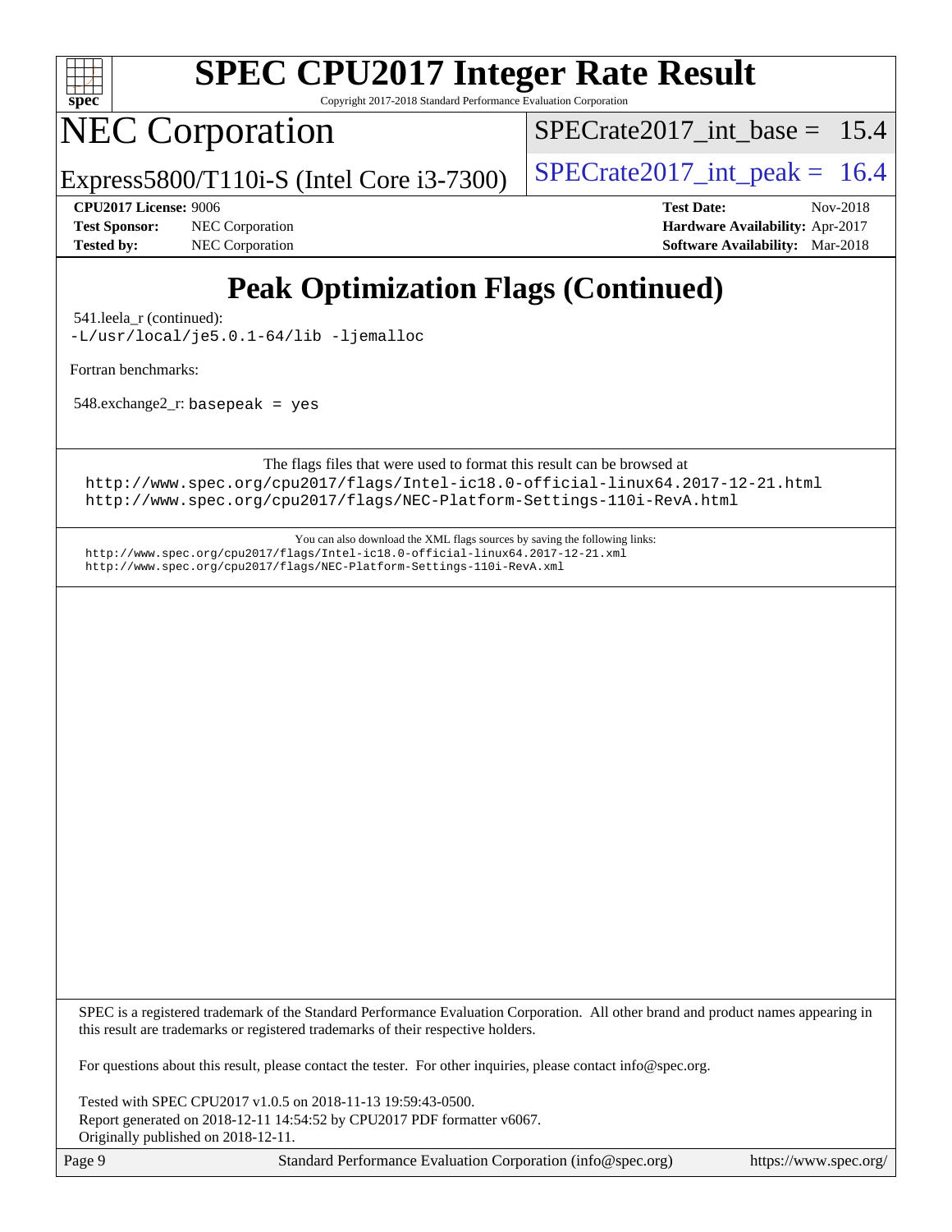# Peak Optimization Flags (Continued)

541.leela_r (continued):
-L/usr/local/je5.0.1-64/lib -ljemalloc

Fortran benchmarks:

548.exchange2_r: basepeak = yes

The flags files that were used to format this result can be browsed at
http://www.spec.org/cpu2017/flags/Intel-ic18.0-official-linux64.2017-12-21.html
http://www.spec.org/cpu2017/flags/NEC-Platform-Settings-110i-RevA.html

You can also download the XML flags sources by saving the following links:
http://www.spec.org/cpu2017/flags/Intel-ic18.0-official-linux64.2017-12-21.xml
http://www.spec.org/cpu2017/flags/NEC-Platform-Settings-110i-RevA.xml

SPEC is a registered trademark of the Standard Performance Evaluation Corporation. All other brand and product names appearing in this result are trademarks or registered trademarks of their respective holders.

For questions about this result, please contact the tester. For other inquiries, please contact info@spec.org.

Tested with SPEC CPU2017 v1.0.5 on 2018-11-13 19:59:43-0500.
Report generated on 2018-12-11 14:54:52 by CPU2017 PDF formatter v6067.
Originally published on 2018-12-11.